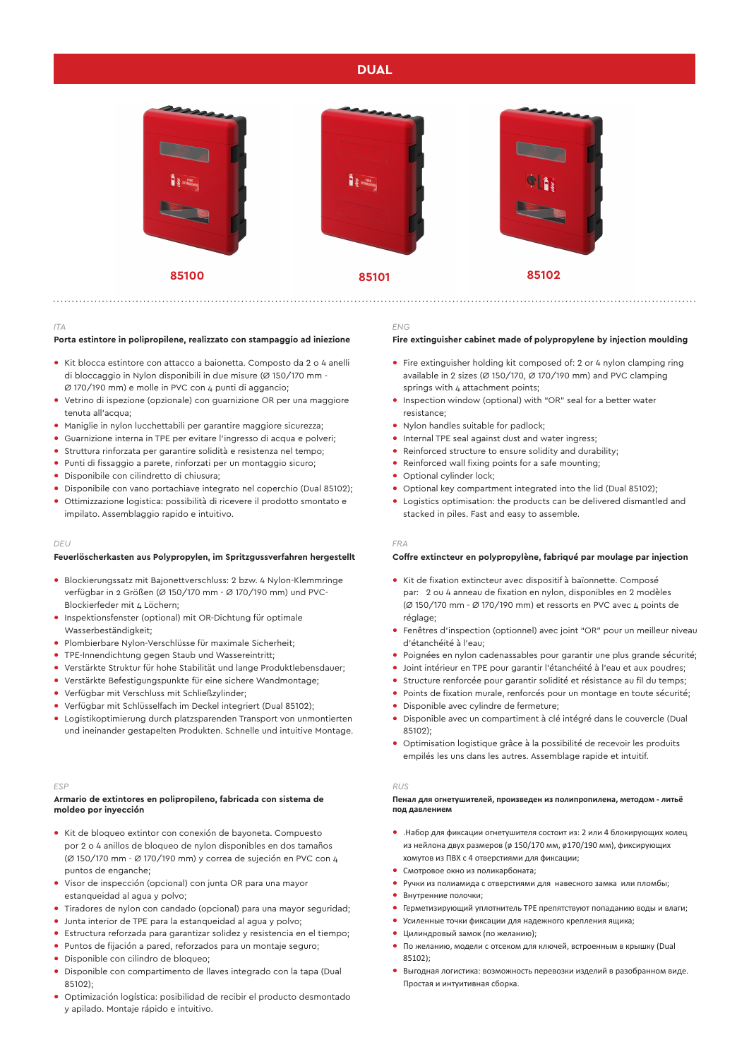# DUAL

85100

85101

85102

ITA

**Porta estintore in polipropilene, realizzato con stampaggio ad iniezione**

- Kit blocca estintore con attacco a baionetta. Composto da 2 o 4 anelli di bloccaggio in Nylon disponibili in due misure (Ø 150/170 mm - Ø 170/190 mm) e molle in PVC con 4 punti di aggancio;
- Vetrino di ispezione (opzionale) con guarnizione OR per una maggiore tenuta all'acqua;
- Maniglie in nylon lucchettabili per garantire maggiore sicurezza;
- Guarnizione interna in TPE per evitare l'ingresso di acqua e polveri;
- Struttura rinforzata per garantire solidità e resistenza nel tempo;
- Punti di fissaggio a parete, rinforzati per un montaggio sicuro;
- Disponibile con cilindretto di chiusura;
- Disponibile con vano portachiave integrato nel coperchio (Dual 85102);
- Ottimizzazione logistica: possibilità di ricevere il prodotto smontato e impilato. Assemblaggio rapido e intuitivo.

ENG

**Fire extinguisher cabinet made of polypropylene by injection moulding**

- Fire extinguisher holding kit composed of: 2 or 4 nylon clamping ring available in 2 sizes (Ø 150/170, Ø 170/190 mm) and PVC clamping springs with 4 attachment points;
- Inspection window (optional) with "OR" seal for a better water resistance;
- Nylon handles suitable for padlock;
- Internal TPE seal against dust and water ingress;
- Reinforced structure to ensure solidity and durability;
- Reinforced wall fixing points for a safe mounting;
- Optional cylinder lock;
- Optional key compartment integrated into the lid (Dual 85102);
- Logistics optimisation: the products can be delivered dismantled and stacked in piles. Fast and easy to assemble.

DEU

**Feuerlöscherkasten aus Polypropylen, im Spritzgussverfahren hergestellt**

- Blockierungssatz mit Bajonettverschluss: 2 bzw. 4 Nylon-Klemmringe verfügbar in 2 Größen (Ø 150/170 mm - Ø 170/190 mm) und PVC-Blockierfeder mit 4 Löchern;
- Inspektionsfenster (optional) mit OR-Dichtung für optimale Wasserbeständigkeit;
- Plombierbare Nylon-Verschlüsse für maximale Sicherheit;
- TPE-Innendichtung gegen Staub und Wassereintritt;
- Verstärkte Struktur für hohe Stabilität und lange Produktlebensdauer;
- Verstärkte Befestigungspunkte für eine sichere Wandmontage;
- Verfügbar mit Verschluss mit Schließzylinder;
- Verfügbar mit Schlüsselfach im Deckel integriert (Dual 85102);
- Logistikoptimierung durch platzsparenden Transport von unmontierten und ineinander gestapelten Produkten. Schnelle und intuitive Montage.

FRA

**Coffre extincteur en polypropylène, fabriqué par moulage par injection**

- Kit de fixation extincteur avec dispositif à baïonnette. Composé par: 2 ou 4 anneau de fixation en nylon, disponibles en 2 modèles (Ø 150/170 mm - Ø 170/190 mm) et ressorts en PVC avec 4 points de réglage;
- Fenêtres d'inspection (optionnel) avec joint "OR" pour un meilleur niveau d'étanchéité à l'eau;
- Poignées en nylon cadenassables pour garantir une plus grande sécurité;
- Joint intérieur en TPE pour garantir l'étanchéité à l'eau et aux poudres;
- Structure renforcée pour garantir solidité et résistance au fil du temps;
- Points de fixation murale, renforcés pour un montage en toute sécurité;
- Disponible avec cylindre de fermeture;
- Disponible avec un compartiment à clé intégré dans le couvercle (Dual 85102);
- Optimisation logistique grâce à la possibilité de recevoir les produits empilés les uns dans les autres. Assemblage rapide et intuitif.

ESP

**Armario de extintores en polipropileno, fabricada con sistema de moldeo por inyección**

- Kit de bloqueo extintor con conexión de bayoneta. Compuesto por 2 o 4 anillos de bloqueo de nylon disponibles en dos tamaños (Ø 150/170 mm - Ø 170/190 mm) y correa de sujeción en PVC con 4 puntos de enganche;
- Visor de inspección (opcional) con junta OR para una mayor estanqueidad al agua y polvo;
- Tiradores de nylon con candado (opcional) para una mayor seguridad;
- Junta interior de TPE para la estanqueidad al agua y polvo;
- Estructura reforzada para garantizar solidez y resistencia en el tiempo;
- Puntos de fijación a pared, reforzados para un montaje seguro;
- Disponible con cilindro de bloqueo;
- Disponible con compartimento de llaves integrado con la tapa (Dual 85102);
- Optimización logística: posibilidad de recibir el producto desmontado y apilado. Montaje rápido e intuitivo.

RUS

**Пенал для огнетушителей, произведен из полипропилена, методом - литьё под давлением**

- .Набор для фиксации огнетушителя состоит из: 2 или 4 блокирующих колец из нейлона двух размеров (ø 150/170 мм, ø170/190 мм), фиксирующих хомутов из ПВХ с 4 отверстиями для фиксации;
- Смотровое окно из поликарбоната;
- Ручки из полиамида с отверстиями для навесного замка или пломбы;
- Внутренние полочки;
- Герметизирующий уплотнитель TPE препятствуют попаданию воды и влаги;
- Усиленные точки фиксации для надежного крепления ящика;
- Цилиндровый замок (по желанию);
- По желанию, модели с отсеком для ключей, встроенным в крышку (Dual 85102);
- Выгодная логистика: возможность перевозки изделий в разобранном виде. Простая и интуитивная сборка.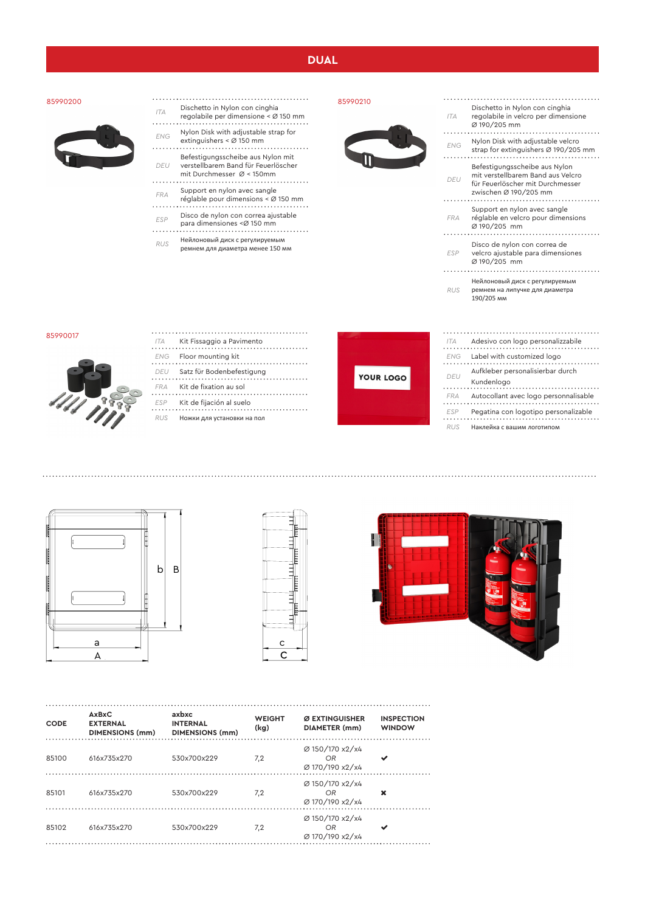# DUAL

**85990200**

| | |
|---|---|
| ITA | Dischetto in Nylon con cinghia regolabile per dimensione < Ø 150 mm |
| ENG | Nylon Disk with adjustable strap for extinguishers < Ø 150 mm |
| DEU | Befestigungsscheibe aus Nylon mit verstellbarem Band für Feuerlöscher mit Durchmesser Ø < 150mm |
| FRA | Support en nylon avec sangle réglable pour dimensions < Ø 150 mm |
| ESP | Disco de nylon con correa ajustable para dimensiones <Ø 150 mm |
| RUS | Нейлоновый диск с регулируемым ремнем для диаметра менее 150 мм |

**85990210**

| | |
|---|---|
| ITA | Dischetto in Nylon con cinghia regolabile in velcro per dimensione Ø 190/205 mm |
| ENG | Nylon Disk with adjustable velcro strap for extinguishers Ø 190/205 mm |
| DEU | Befestigungsscheibe aus Nylon mit verstellbarem Band aus Velcro für Feuerlöscher mit Durchmesser zwischen Ø 190/205 mm |
| FRA | Support en nylon avec sangle réglable en velcro pour dimensions Ø 190/205 mm |
| ESP | Disco de nylon con correa de velcro ajustable para dimensiones Ø 190/205 mm |
| RUS | Нейлоновый диск с регулируемым ремнем на липучке для диаметра 190/205 мм |

**85990017**

| | |
|---|---|
| ITA | Kit Fissaggio a Pavimento |
| ENG | Floor mounting kit |
| DEU | Satz für Bodenbefestigung |
| FRA | Kit de fixation au sol |
| ESP | Kit de fijación al suelo |
| RUS | Ножки для установки на пол |

YOUR LOGO

| | |
|---|---|
| ITA | Adesivo con logo personalizzabile |
| ENG | Label with customized logo |
| DEU | Aufkleber personalisierbar durch Kundenlogo |
| FRA | Autocollant avec logo personnalisable |
| ESP | Pegatina con logotipo personalizable |
| RUS | Наклейка с вашим логотипом |

| CODE | AxBxC EXTERNAL DIMENSIONS (mm) | axbxc INTERNAL DIMENSIONS (mm) | WEIGHT (kg) | Ø EXTINGUISHER DIAMETER (mm) | INSPECTION WINDOW |
|---|---|---|---|---|---|
| 85100 | 616x735x270 | 530x700x229 | 7,2 | Ø 150/170 x2/x4 *OR* Ø 170/190 x2/x4 | ✔ |
| 85101 | 616x735x270 | 530x700x229 | 7,2 | Ø 150/170 x2/x4 *OR* Ø 170/190 x2/x4 | ✖ |
| 85102 | 616x735x270 | 530x700x229 | 7,2 | Ø 150/170 x2/x4 *OR* Ø 170/190 x2/x4 | ✔ |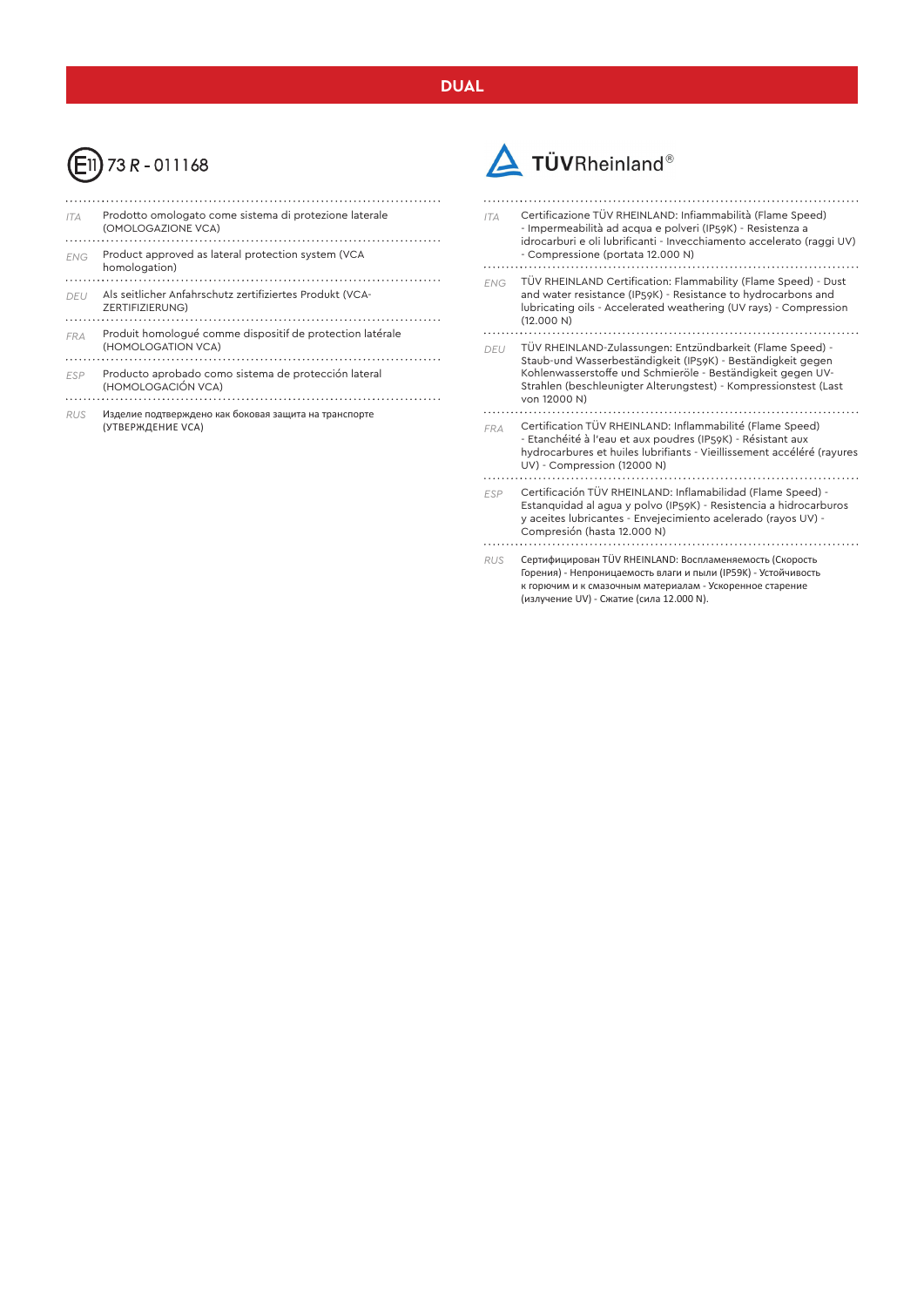# DUAL

E11 73 R - 011168

| | |
|---|---|
| ITA | Prodotto omologato come sistema di protezione laterale (OMOLOGAZIONE VCA) |
| ENG | Product approved as lateral protection system (VCA homologation) |
| DEU | Als seitlicher Anfahrschutz zertifiziertes Produkt (VCA-ZERTIFIZIERUNG) |
| FRA | Produit homologué comme dispositif de protection latérale (HOMOLOGATION VCA) |
| ESP | Producto aprobado como sistema de protección lateral (HOMOLOGACIÓN VCA) |
| RUS | Изделие подтверждено как боковая защита на транспорте (УТВЕРЖДЕНИЕ VCA) |

TÜVRheinland®

| | |
|---|---|
| ITA | Certificazione TÜV RHEINLAND: Infiammabilità (Flame Speed) - Impermeabilità ad acqua e polveri (IP59K) - Resistenza a idrocarburi e oli lubrificanti - Invecchiamento accelerato (raggi UV) - Compressione (portata 12.000 N) |
| ENG | TÜV RHEINLAND Certification: Flammability (Flame Speed) - Dust and water resistance (IP59K) - Resistance to hydrocarbons and lubricating oils - Accelerated weathering (UV rays) - Compression (12.000 N) |
| DEU | TÜV RHEINLAND-Zulassungen: Entzündbarkeit (Flame Speed) - Staub-und Wasserbeständigkeit (IP59K) - Beständigkeit gegen Kohlenwasserstoffe und Schmieröle - Beständigkeit gegen UV-Strahlen (beschleunigter Alterungstest) - Kompressionstest (Last von 12000 N) |
| FRA | Certification TÜV RHEINLAND: Inflammabilité (Flame Speed) - Etanchéité à l'eau et aux poudres (IP59K) - Résistant aux hydrocarbures et huiles lubrifiants - Vieillissement accéléré (rayures UV) - Compression (12000 N) |
| ESP | Certificación TÜV RHEINLAND: Inflamabilidad (Flame Speed) - Estanquidad al agua y polvo (IP59K) - Resistencia a hidrocarburos y aceites lubricantes - Envejecimiento acelerado (rayos UV) - Compresión (hasta 12.000 N) |
| RUS | Сертифицирован TÜV RHEINLAND: Воспламеняемость (Скорость Горения) - Непроницаемость влаги и пыли (IP59K) - Устойчивость к горючим и к смазочным материалам - Ускоренное старение (излучение UV) - Сжатие (сила 12.000 N). |